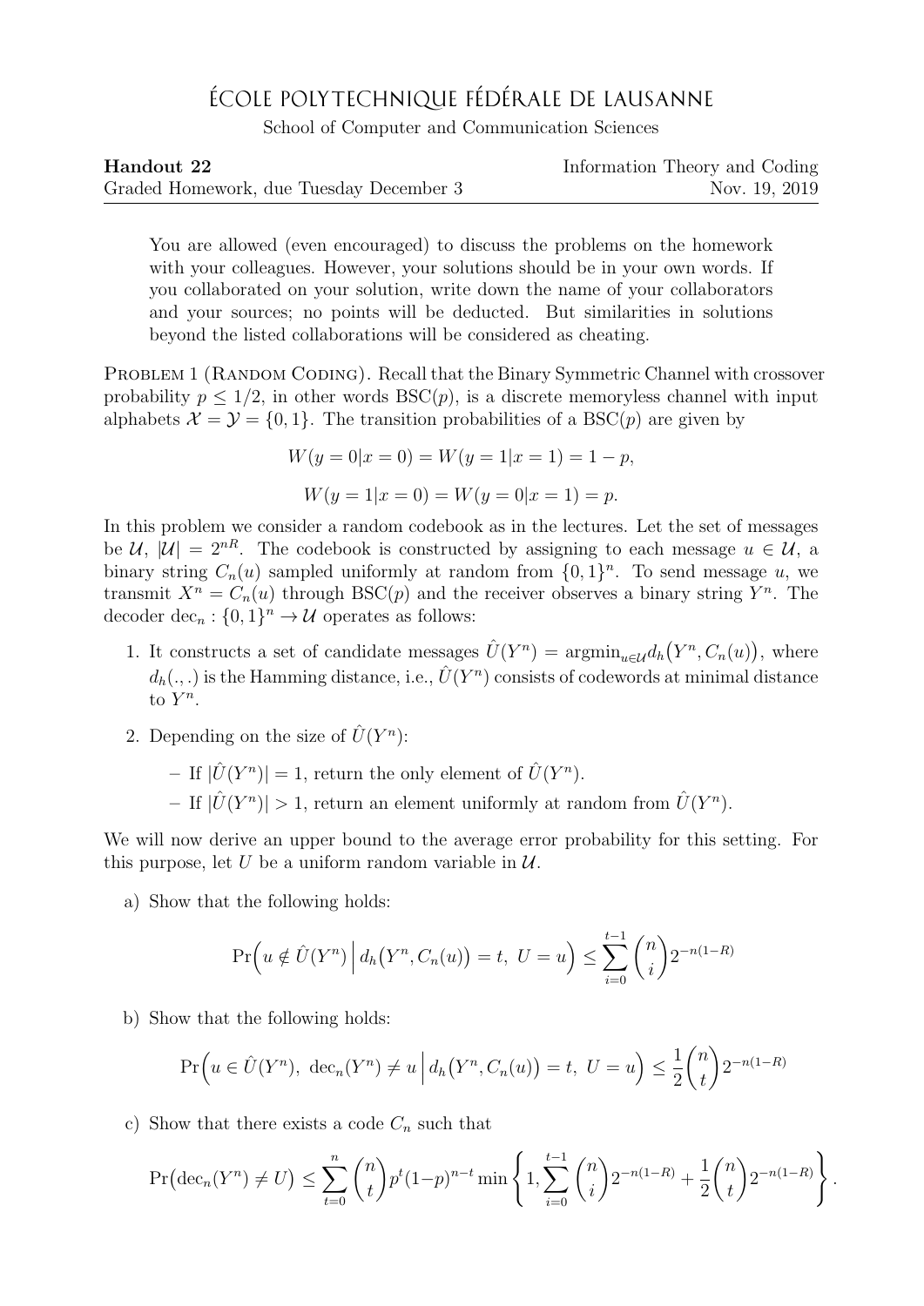# ÉCOLE POLYTECHNIQUE FÉDÉRALE DE LAUSANNE

School of Computer and Communication Sciences

**Handout 22** — Information Theory and Coding

Graded Homework, due Tuesday December 3 — Nov. 19, 2019

You are allowed (even encouraged) to discuss the problems on the homework with your colleagues. However, your solutions should be in your own words. If you collaborated on your solution, write down the name of your collaborators and your sources; no points will be deducted. But similarities in solutions beyond the listed collaborations will be considered as cheating.

PROBLEM 1 (RANDOM CODING). Recall that the Binary Symmetric Channel with crossover probability $p \le 1/2$, in other words $\text{BSC}(p)$, is a discrete memoryless channel with input alphabets $\mathcal{X} = \mathcal{Y} = \{0, 1\}$. The transition probabilities of a $\text{BSC}(p)$ are given by

$$W(y = 0|x = 0) = W(y = 1|x = 1) = 1 - p,$$

$$W(y = 1|x = 0) = W(y = 0|x = 1) = p.$$

In this problem we consider a random codebook as in the lectures. Let the set of messages be $\mathcal{U}$, $|\mathcal{U}| = 2^{nR}$. The codebook is constructed by assigning to each message $u \in \mathcal{U}$, a binary string $C_n(u)$ sampled uniformly at random from $\{0, 1\}^n$. To send message $u$, we transmit $X^n = C_n(u)$ through $\text{BSC}(p)$ and the receiver observes a binary string $Y^n$. The decoder $\text{dec}_n : \{0, 1\}^n \to \mathcal{U}$ operates as follows:

1. It constructs a set of candidate messages $\hat{U}(Y^n) = \text{argmin}_{u \in \mathcal{U}} d_h\big(Y^n, C_n(u)\big)$, where $d_h(.,.)$ is the Hamming distance, i.e., $\hat{U}(Y^n)$ consists of codewords at minimal distance to $Y^n$.
2. Depending on the size of $\hat{U}(Y^n)$:
   - If $|\hat{U}(Y^n)| = 1$, return the only element of $\hat{U}(Y^n)$.
   - If $|\hat{U}(Y^n)| > 1$, return an element uniformly at random from $\hat{U}(Y^n)$.

We will now derive an upper bound to the average error probability for this setting. For this purpose, let $U$ be a uniform random variable in $\mathcal{U}$.

a) Show that the following holds:

$$\Pr\Big(u \notin \hat{U}(Y^n) \,\Big|\, d_h\big(Y^n, C_n(u)\big) = t,\ U = u\Big) \le \sum_{i=0}^{t-1} \binom{n}{i} 2^{-n(1-R)}$$

b) Show that the following holds:

$$\Pr\Big(u \in \hat{U}(Y^n),\ \text{dec}_n(Y^n) \ne u \,\Big|\, d_h\big(Y^n, C_n(u)\big) = t,\ U = u\Big) \le \frac{1}{2}\binom{n}{t} 2^{-n(1-R)}$$

c) Show that there exists a code $C_n$ such that

$$\Pr\big(\text{dec}_n(Y^n) \ne U\big) \le \sum_{t=0}^{n} \binom{n}{t} p^t (1-p)^{n-t} \min\left\{1, \sum_{i=0}^{t-1} \binom{n}{i} 2^{-n(1-R)} + \frac{1}{2}\binom{n}{t} 2^{-n(1-R)}\right\}.$$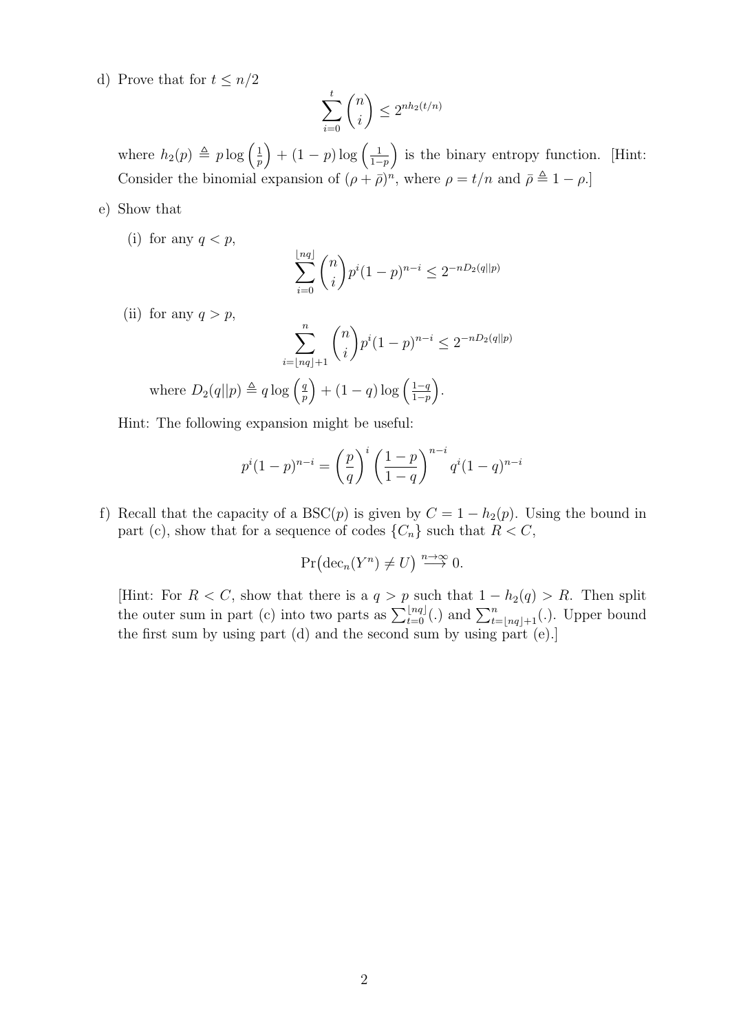d) Prove that for $t \leq n/2$

$$\sum_{i=0}^{t} \binom{n}{i} \leq 2^{nh_2(t/n)}$$

where $h_2(p) \triangleq p \log\left(\frac{1}{p}\right) + (1-p)\log\left(\frac{1}{1-p}\right)$ is the binary entropy function. [Hint: Consider the binomial expansion of $(\rho + \bar{\rho})^n$, where $\rho = t/n$ and $\bar{\rho} \triangleq 1 - \rho$.]

e) Show that

(i) for any $q < p$,

$$\sum_{i=0}^{\lfloor nq \rfloor} \binom{n}{i} p^i (1-p)^{n-i} \leq 2^{-nD_2(q\|p)}$$

(ii) for any $q > p$,

$$\sum_{i=\lfloor nq \rfloor + 1}^{n} \binom{n}{i} p^i (1-p)^{n-i} \leq 2^{-nD_2(q\|p)}$$

where $D_2(q\|p) \triangleq q \log\left(\frac{q}{p}\right) + (1-q)\log\left(\frac{1-q}{1-p}\right)$.

Hint: The following expansion might be useful:

$$p^i(1-p)^{n-i} = \left(\frac{p}{q}\right)^i \left(\frac{1-p}{1-q}\right)^{n-i} q^i (1-q)^{n-i}$$

f) Recall that the capacity of a BSC($p$) is given by $C = 1 - h_2(p)$. Using the bound in part (c), show that for a sequence of codes $\{C_n\}$ such that $R < C$,

$$\Pr\big(\text{dec}_n(Y^n) \neq U\big) \overset{n\to\infty}{\longrightarrow} 0.$$

[Hint: For $R < C$, show that there is a $q > p$ such that $1 - h_2(q) > R$. Then split the outer sum in part (c) into two parts as $\sum_{t=0}^{\lfloor nq \rfloor}(.)$ and $\sum_{t=\lfloor nq \rfloor+1}^{n}(.)$. Upper bound the first sum by using part (d) and the second sum by using part (e).]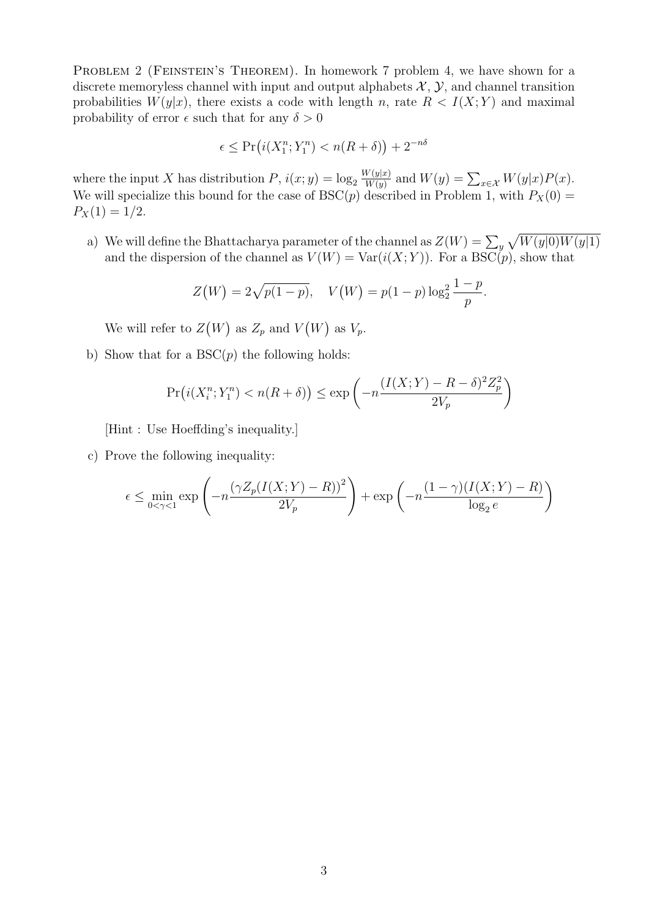**Problem 2 (Feinstein's Theorem).** In homework 7 problem 4, we have shown for a discrete memoryless channel with input and output alphabets $\mathcal{X}$, $\mathcal{Y}$, and channel transition probabilities $W(y|x)$, there exists a code with length $n$, rate $R < I(X;Y)$ and maximal probability of error $\epsilon$ such that for any $\delta > 0$

$$\epsilon \leq \Pr\big(i(X_1^n; Y_1^n) < n(R+\delta)\big) + 2^{-n\delta}$$

where the input $X$ has distribution $P$, $i(x;y) = \log_2 \frac{W(y|x)}{W(y)}$ and $W(y) = \sum_{x \in \mathcal{X}} W(y|x)P(x)$. We will specialize this bound for the case of BSC($p$) described in Problem 1, with $P_X(0) = P_X(1) = 1/2$.

a) We will define the Bhattacharya parameter of the channel as $Z(W) = \sum_y \sqrt{W(y|0)W(y|1)}$ and the dispersion of the channel as $V(W) = \operatorname{Var}(i(X;Y))$. For a BSC($p$), show that

$$Z\big(W\big) = 2\sqrt{p(1-p)}, \quad V\big(W\big) = p(1-p)\log_2^2 \frac{1-p}{p}.$$

We will refer to $Z\big(W\big)$ as $Z_p$ and $V\big(W\big)$ as $V_p$.

b) Show that for a BSC($p$) the following holds:

$$\Pr\big(i(X_i^n; Y_1^n) < n(R+\delta)\big) \leq \exp\left(-n\frac{(I(X;Y) - R - \delta)^2 Z_p^2}{2V_p}\right)$$

[Hint : Use Hoeffding's inequality.]

c) Prove the following inequality:

$$\epsilon \leq \min_{0<\gamma<1} \exp\left(-n\frac{\left(\gamma Z_p(I(X;Y) - R)\right)^2}{2V_p}\right) + \exp\left(-n\frac{(1-\gamma)(I(X;Y) - R)}{\log_2 e}\right)$$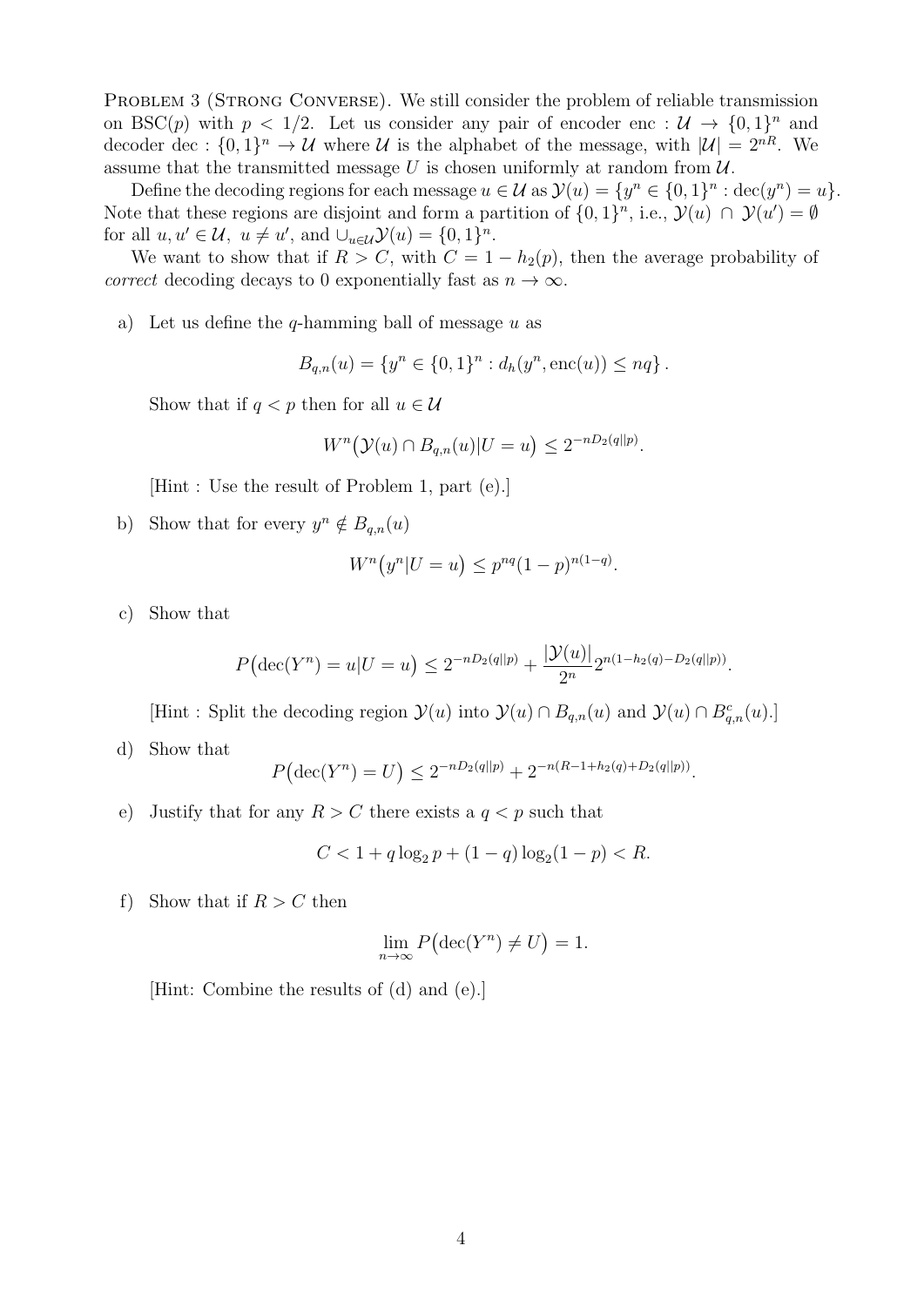**Problem 3 (Strong Converse).** We still consider the problem of reliable transmission on BSC($p$) with $p < 1/2$. Let us consider any pair of encoder $\text{enc} : \mathcal{U} \to \{0,1\}^n$ and decoder $\text{dec} : \{0,1\}^n \to \mathcal{U}$ where $\mathcal{U}$ is the alphabet of the message, with $|\mathcal{U}| = 2^{nR}$. We assume that the transmitted message $U$ is chosen uniformly at random from $\mathcal{U}$.

Define the decoding regions for each message $u \in \mathcal{U}$ as $\mathcal{Y}(u) = \{y^n \in \{0,1\}^n : \text{dec}(y^n) = u\}$. Note that these regions are disjoint and form a partition of $\{0,1\}^n$, i.e., $\mathcal{Y}(u) \cap \mathcal{Y}(u') = \emptyset$ for all $u, u' \in \mathcal{U},\ u \neq u'$, and $\cup_{u \in \mathcal{U}} \mathcal{Y}(u) = \{0,1\}^n$.

We want to show that if $R > C$, with $C = 1 - h_2(p)$, then the average probability of *correct* decoding decays to 0 exponentially fast as $n \to \infty$.

a) Let us define the $q$-hamming ball of message $u$ as

$$B_{q,n}(u) = \{y^n \in \{0,1\}^n : d_h(y^n, \text{enc}(u)) \leq nq\}.$$

Show that if $q < p$ then for all $u \in \mathcal{U}$

$$W^n\big(\mathcal{Y}(u) \cap B_{q,n}(u) | U = u\big) \leq 2^{-nD_2(q\|p)}.$$

[Hint : Use the result of Problem 1, part (e).]

b) Show that for every $y^n \notin B_{q,n}(u)$

$$W^n\big(y^n | U = u\big) \leq p^{nq}(1-p)^{n(1-q)}.$$

c) Show that

$$P\big(\text{dec}(Y^n) = u | U = u\big) \leq 2^{-nD_2(q\|p)} + \frac{|\mathcal{Y}(u)|}{2^n} 2^{n(1-h_2(q)-D_2(q\|p))}.$$

[Hint : Split the decoding region $\mathcal{Y}(u)$ into $\mathcal{Y}(u) \cap B_{q,n}(u)$ and $\mathcal{Y}(u) \cap B^c_{q,n}(u)$.]

d) Show that

$$P\big(\text{dec}(Y^n) = U\big) \leq 2^{-nD_2(q\|p)} + 2^{-n(R-1+h_2(q)+D_2(q\|p))}.$$

e) Justify that for any $R > C$ there exists a $q < p$ such that

$$C < 1 + q\log_2 p + (1-q)\log_2(1-p) < R.$$

f) Show that if $R > C$ then

$$\lim_{n \to \infty} P\big(\text{dec}(Y^n) \neq U\big) = 1.$$

[Hint: Combine the results of (d) and (e).]